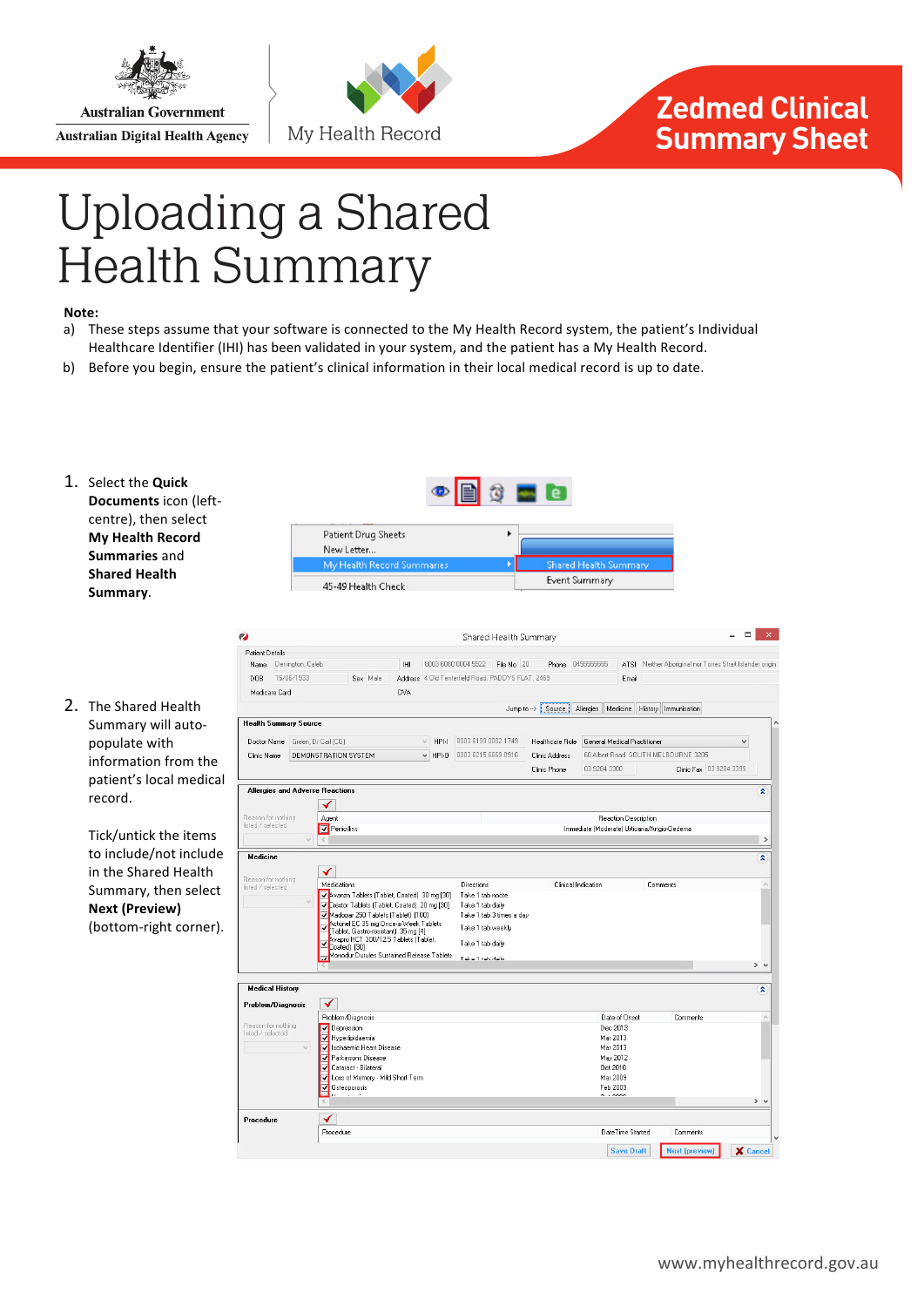Australian Government
Australian Digital Health Agency

My Health Record

**Zedmed Clinical Summary Sheet**

# Uploading a Shared Health Summary

**Note:**

a) These steps assume that your software is connected to the My Health Record system, the patient's Individual Healthcare Identifier (IHI) has been validated in your system, and the patient has a My Health Record.

b) Before you begin, ensure the patient's clinical information in their local medical record is up to date.

1. Select the **Quick Documents** icon (left-centre), then select **My Health Record Summaries** and **Shared Health Summary**.

2. The Shared Health Summary will auto-populate with information from the patient's local medical record.

   Tick/untick the items to include/not include in the Shared Health Summary, then select **Next (Preview)** (bottom-right corner).

www.myhealthrecord.gov.au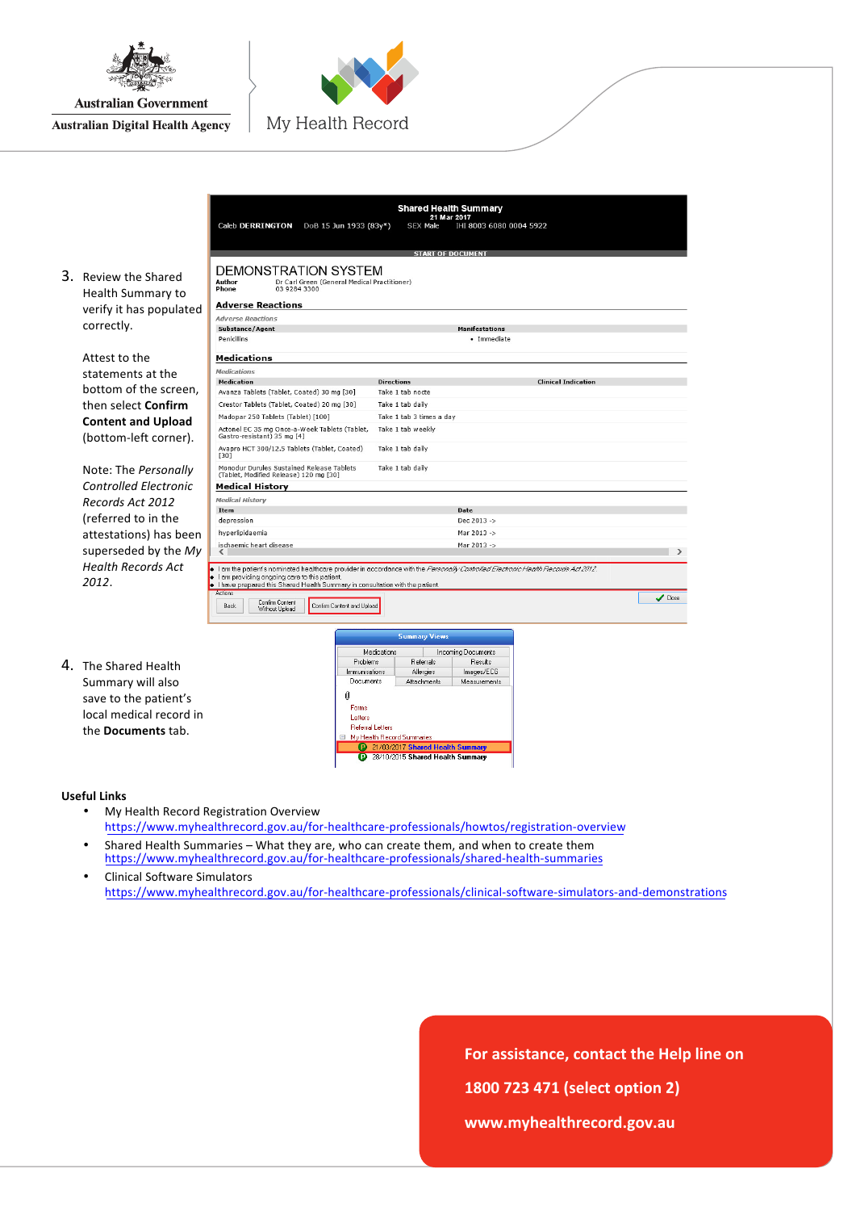3. Review the Shared Health Summary to verify it has populated correctly.

   Attest to the statements at the bottom of the screen, then select **Confirm Content and Upload** (bottom-left corner).

   Note: The *Personally Controlled Electronic Records Act 2012* (referred to in the attestations) has been superseded by the *My Health Records Act 2012*.

4. The Shared Health Summary will also save to the patient's local medical record in the **Documents** tab.

**Useful Links**

- My Health Record Registration Overview
  https://www.myhealthrecord.gov.au/for-healthcare-professionals/howtos/registration-overview
- Shared Health Summaries – What they are, who can create them, and when to create them
  https://www.myhealthrecord.gov.au/for-healthcare-professionals/shared-health-summaries
- Clinical Software Simulators
  https://www.myhealthrecord.gov.au/for-healthcare-professionals/clinical-software-simulators-and-demonstrations

**For assistance, contact the Help line on**

**1800 723 471 (select option 2)**

**www.myhealthrecord.gov.au**